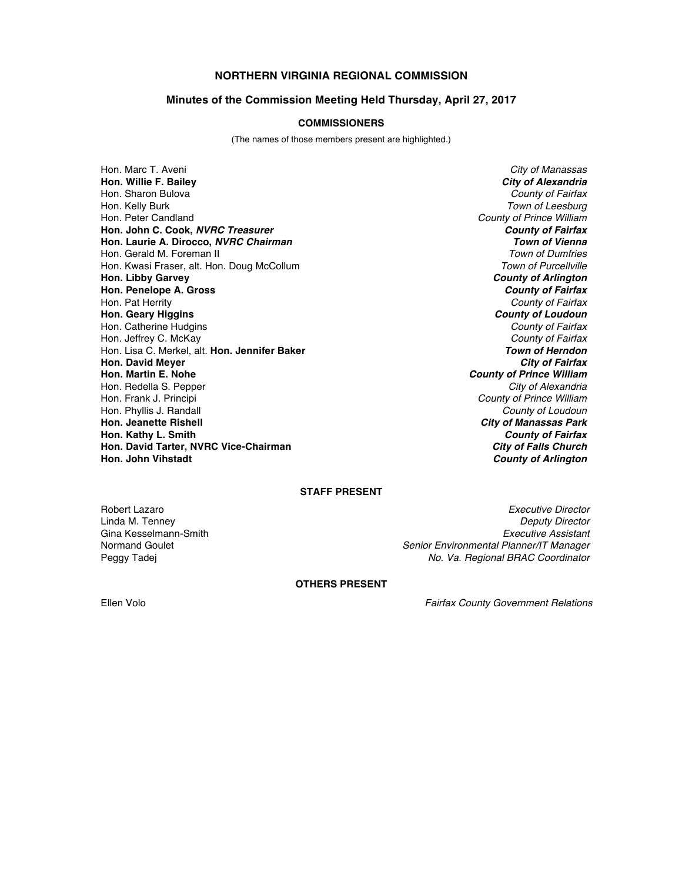# NORTHERN VIRGINIA REGIONAL COMMISSION

## Minutes of the Commission Meeting Held Thursday, April 27, 2017

### COMMISSIONERS

(The names of those members present are highlighted.)

| | |
|---|---|
| Hon. Marc T. Aveni | *City of Manassas* |
| **Hon. Willie F. Bailey** | ***City of Alexandria*** |
| Hon. Sharon Bulova | *County of Fairfax* |
| Hon. Kelly Burk | *Town of Leesburg* |
| Hon. Peter Candland | *County of Prince William* |
| **Hon. John C. Cook, *NVRC Treasurer*** | ***County of Fairfax*** |
| **Hon. Laurie A. Dirocco, *NVRC Chairman*** | ***Town of Vienna*** |
| Hon. Gerald M. Foreman II | *Town of Dumfries* |
| Hon. Kwasi Fraser, alt. Hon. Doug McCollum | *Town of Purcellville* |
| **Hon. Libby Garvey** | ***County of Arlington*** |
| **Hon. Penelope A. Gross** | ***County of Fairfax*** |
| Hon. Pat Herrity | *County of Fairfax* |
| **Hon. Geary Higgins** | ***County of Loudoun*** |
| Hon. Catherine Hudgins | *County of Fairfax* |
| Hon. Jeffrey C. McKay | *County of Fairfax* |
| Hon. Lisa C. Merkel, alt. **Hon. Jennifer Baker** | ***Town of Herndon*** |
| **Hon. David Meyer** | ***City of Fairfax*** |
| **Hon. Martin E. Nohe** | ***County of Prince William*** |
| Hon. Redella S. Pepper | *City of Alexandria* |
| Hon. Frank J. Principi | *County of Prince William* |
| Hon. Phyllis J. Randall | *County of Loudoun* |
| **Hon. Jeanette Rishell** | ***City of Manassas Park*** |
| **Hon. Kathy L. Smith** | ***County of Fairfax*** |
| **Hon. David Tarter, NVRC Vice-Chairman** | ***City of Falls Church*** |
| **Hon. John Vihstadt** | ***County of Arlington*** |

### STAFF PRESENT

| | |
|---|---|
| Robert Lazaro | *Executive Director* |
| Linda M. Tenney | *Deputy Director* |
| Gina Kesselmann-Smith | *Executive Assistant* |
| Normand Goulet | *Senior Environmental Planner/IT Manager* |
| Peggy Tadej | *No. Va. Regional BRAC Coordinator* |

### OTHERS PRESENT

| | |
|---|---|
| Ellen Volo | *Fairfax County Government Relations* |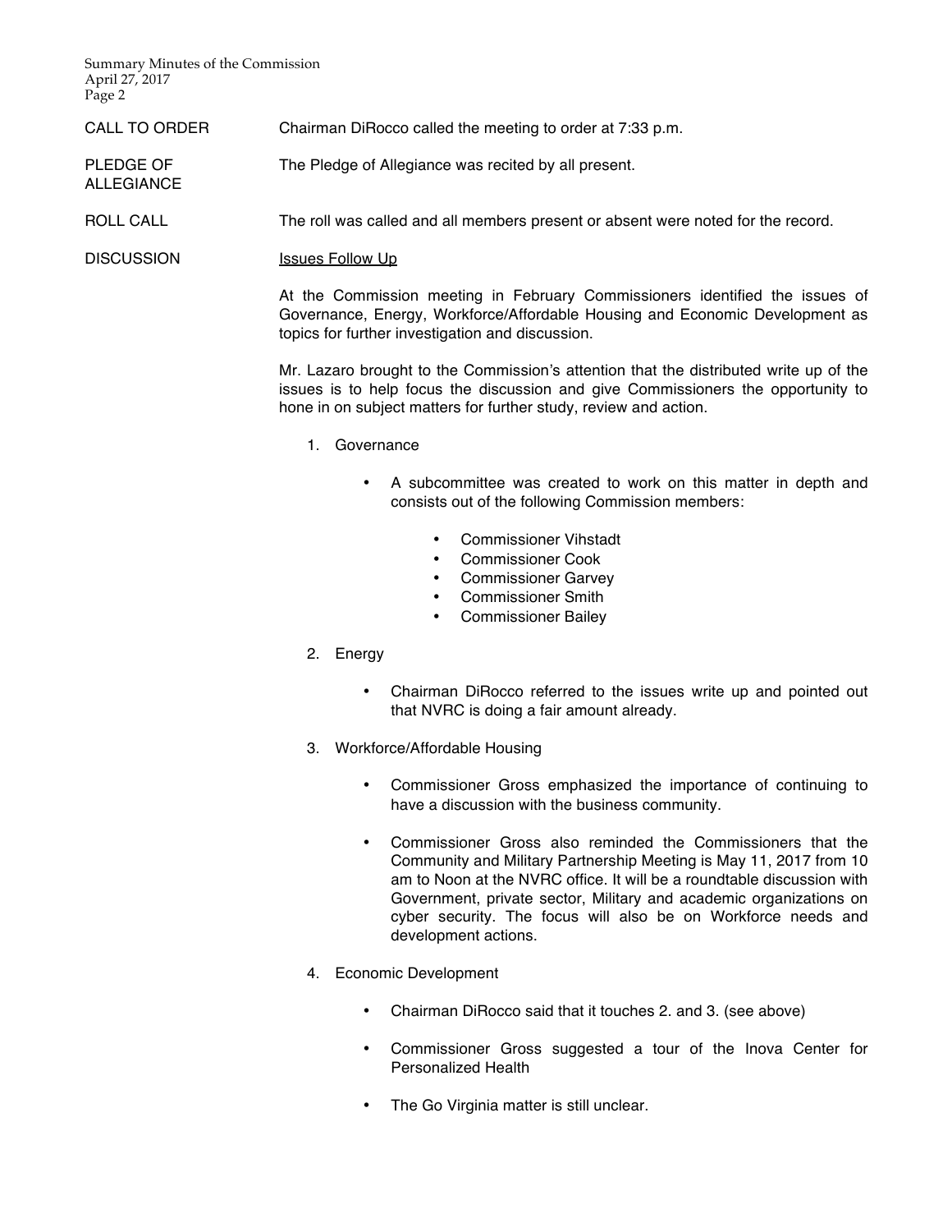**CALL TO ORDER** — Chairman DiRocco called the meeting to order at 7:33 p.m.

**PLEDGE OF ALLEGIANCE** — The Pledge of Allegiance was recited by all present.

**ROLL CALL** — The roll was called and all members present or absent were noted for the record.

**DISCUSSION** — Issues Follow Up

At the Commission meeting in February Commissioners identified the issues of Governance, Energy, Workforce/Affordable Housing and Economic Development as topics for further investigation and discussion.

Mr. Lazaro brought to the Commission's attention that the distributed write up of the issues is to help focus the discussion and give Commissioners the opportunity to hone in on subject matters for further study, review and action.

1. Governance

   - A subcommittee was created to work on this matter in depth and consists out of the following Commission members:

     - Commissioner Vihstadt
     - Commissioner Cook
     - Commissioner Garvey
     - Commissioner Smith
     - Commissioner Bailey

2. Energy

   - Chairman DiRocco referred to the issues write up and pointed out that NVRC is doing a fair amount already.

3. Workforce/Affordable Housing

   - Commissioner Gross emphasized the importance of continuing to have a discussion with the business community.

   - Commissioner Gross also reminded the Commissioners that the Community and Military Partnership Meeting is May 11, 2017 from 10 am to Noon at the NVRC office. It will be a roundtable discussion with Government, private sector, Military and academic organizations on cyber security. The focus will also be on Workforce needs and development actions.

4. Economic Development

   - Chairman DiRocco said that it touches 2. and 3. (see above)

   - Commissioner Gross suggested a tour of the Inova Center for Personalized Health

   - The Go Virginia matter is still unclear.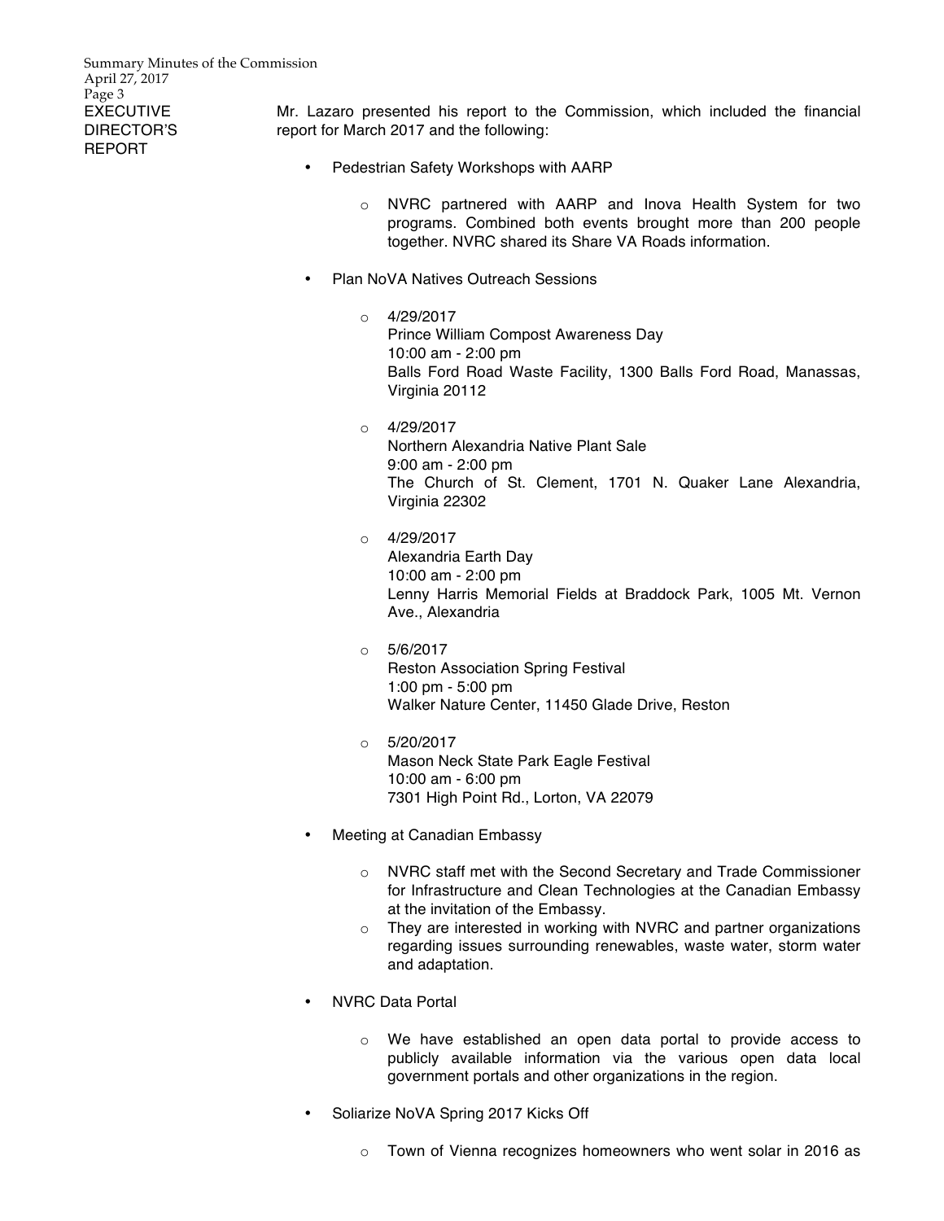**EXECUTIVE DIRECTOR'S REPORT**

Mr. Lazaro presented his report to the Commission, which included the financial report for March 2017 and the following:

- Pedestrian Safety Workshops with AARP
  - NVRC partnered with AARP and Inova Health System for two programs. Combined both events brought more than 200 people together. NVRC shared its Share VA Roads information.
- Plan NoVA Natives Outreach Sessions
  - 4/29/2017
    Prince William Compost Awareness Day
    10:00 am - 2:00 pm
    Balls Ford Road Waste Facility, 1300 Balls Ford Road, Manassas, Virginia 20112
  - 4/29/2017
    Northern Alexandria Native Plant Sale
    9:00 am - 2:00 pm
    The Church of St. Clement, 1701 N. Quaker Lane Alexandria, Virginia 22302
  - 4/29/2017
    Alexandria Earth Day
    10:00 am - 2:00 pm
    Lenny Harris Memorial Fields at Braddock Park, 1005 Mt. Vernon Ave., Alexandria
  - 5/6/2017
    Reston Association Spring Festival
    1:00 pm - 5:00 pm
    Walker Nature Center, 11450 Glade Drive, Reston
  - 5/20/2017
    Mason Neck State Park Eagle Festival
    10:00 am - 6:00 pm
    7301 High Point Rd., Lorton, VA 22079
- Meeting at Canadian Embassy
  - NVRC staff met with the Second Secretary and Trade Commissioner for Infrastructure and Clean Technologies at the Canadian Embassy at the invitation of the Embassy.
  - They are interested in working with NVRC and partner organizations regarding issues surrounding renewables, waste water, storm water and adaptation.
- NVRC Data Portal
  - We have established an open data portal to provide access to publicly available information via the various open data local government portals and other organizations in the region.
- Soliarize NoVA Spring 2017 Kicks Off
  - Town of Vienna recognizes homeowners who went solar in 2016 as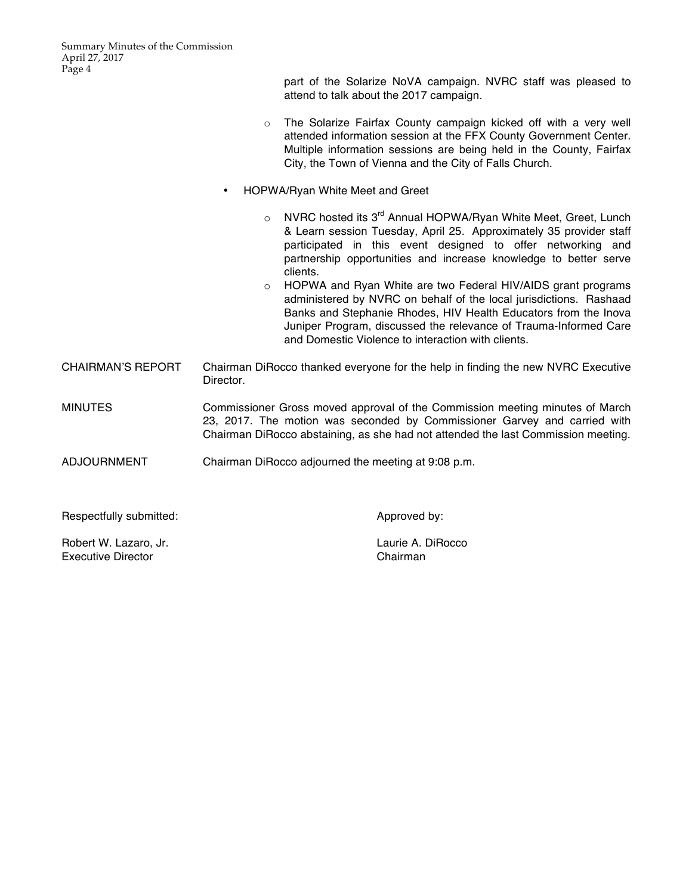part of the Solarize NoVA campaign. NVRC staff was pleased to attend to talk about the 2017 campaign.

- The Solarize Fairfax County campaign kicked off with a very well attended information session at the FFX County Government Center. Multiple information sessions are being held in the County, Fairfax City, the Town of Vienna and the City of Falls Church.

- HOPWA/Ryan White Meet and Greet

  - NVRC hosted its 3rd Annual HOPWA/Ryan White Meet, Greet, Lunch & Learn session Tuesday, April 25. Approximately 35 provider staff participated in this event designed to offer networking and partnership opportunities and increase knowledge to better serve clients.
  - HOPWA and Ryan White are two Federal HIV/AIDS grant programs administered by NVRC on behalf of the local jurisdictions. Rashaad Banks and Stephanie Rhodes, HIV Health Educators from the Inova Juniper Program, discussed the relevance of Trauma-Informed Care and Domestic Violence to interaction with clients.

CHAIRMAN'S REPORT — Chairman DiRocco thanked everyone for the help in finding the new NVRC Executive Director.

MINUTES — Commissioner Gross moved approval of the Commission meeting minutes of March 23, 2017. The motion was seconded by Commissioner Garvey and carried with Chairman DiRocco abstaining, as she had not attended the last Commission meeting.

ADJOURNMENT — Chairman DiRocco adjourned the meeting at 9:08 p.m.

| | |
|---|---|
| Respectfully submitted: | Approved by: |
| Robert W. Lazaro, Jr.<br>Executive Director | Laurie A. DiRocco<br>Chairman |